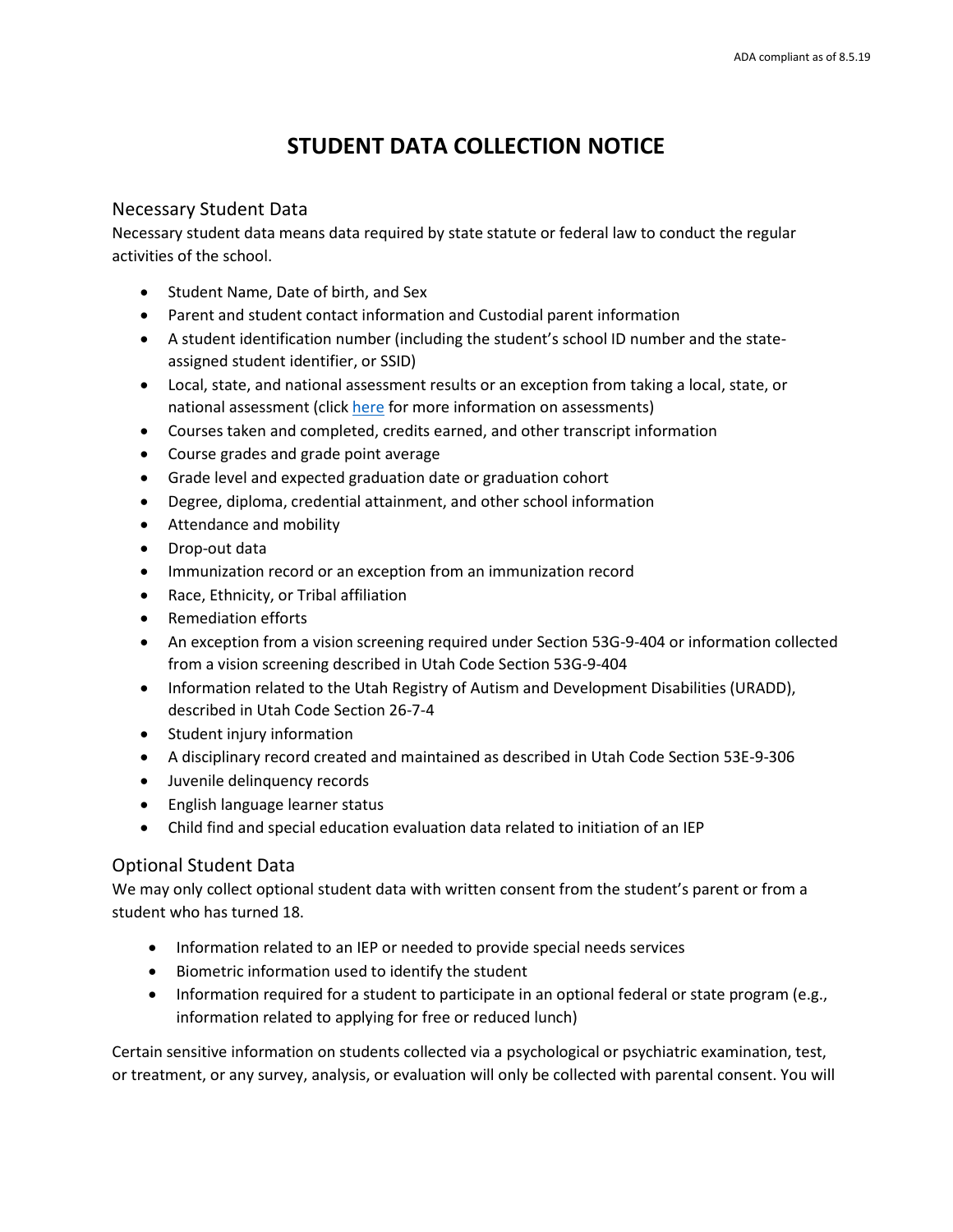# STUDENT DATA COLLECTION NOTICE

## Necessary Student Data

Necessary student data means data required by state statute or federal law to conduct the regular activities of the school.

- Student Name, Date of birth, and Sex
- Parent and student contact information and Custodial parent information
- A student identification number (including the student's school ID number and the state-assigned student identifier, or SSID)
- Local, state, and national assessment results or an exception from taking a local, state, or national assessment (click here for more information on assessments)
- Courses taken and completed, credits earned, and other transcript information
- Course grades and grade point average
- Grade level and expected graduation date or graduation cohort
- Degree, diploma, credential attainment, and other school information
- Attendance and mobility
- Drop-out data
- Immunization record or an exception from an immunization record
- Race, Ethnicity, or Tribal affiliation
- Remediation efforts
- An exception from a vision screening required under Section 53G-9-404 or information collected from a vision screening described in Utah Code Section 53G-9-404
- Information related to the Utah Registry of Autism and Development Disabilities (URADD), described in Utah Code Section 26-7-4
- Student injury information
- A disciplinary record created and maintained as described in Utah Code Section 53E-9-306
- Juvenile delinquency records
- English language learner status
- Child find and special education evaluation data related to initiation of an IEP

## Optional Student Data

We may only collect optional student data with written consent from the student's parent or from a student who has turned 18.

- Information related to an IEP or needed to provide special needs services
- Biometric information used to identify the student
- Information required for a student to participate in an optional federal or state program (e.g., information related to applying for free or reduced lunch)

Certain sensitive information on students collected via a psychological or psychiatric examination, test, or treatment, or any survey, analysis, or evaluation will only be collected with parental consent. You will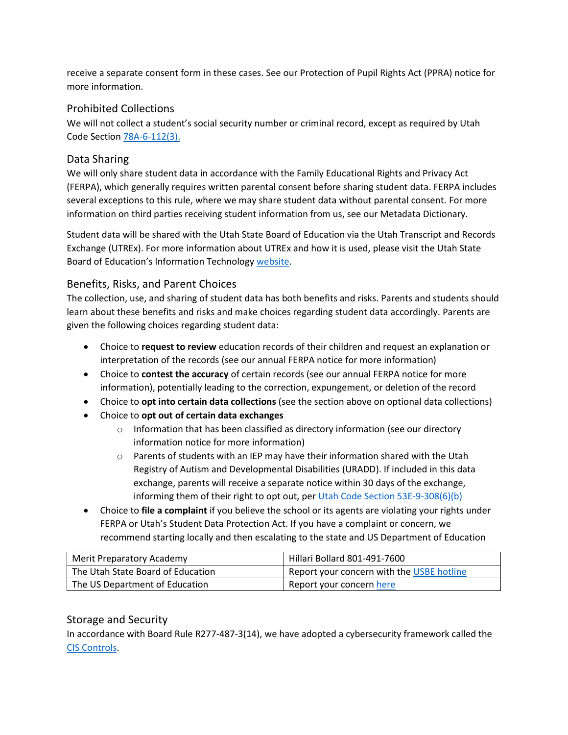receive a separate consent form in these cases. See our Protection of Pupil Rights Act (PPRA) notice for more information.

## Prohibited Collections

We will not collect a student's social security number or criminal record, except as required by Utah Code Section 78A-6-112(3).

## Data Sharing

We will only share student data in accordance with the Family Educational Rights and Privacy Act (FERPA), which generally requires written parental consent before sharing student data. FERPA includes several exceptions to this rule, where we may share student data without parental consent. For more information on third parties receiving student information from us, see our Metadata Dictionary.

Student data will be shared with the Utah State Board of Education via the Utah Transcript and Records Exchange (UTREx). For more information about UTREx and how it is used, please visit the Utah State Board of Education's Information Technology website.

## Benefits, Risks, and Parent Choices

The collection, use, and sharing of student data has both benefits and risks. Parents and students should learn about these benefits and risks and make choices regarding student data accordingly. Parents are given the following choices regarding student data:

- Choice to **request to review** education records of their children and request an explanation or interpretation of the records (see our annual FERPA notice for more information)
- Choice to **contest the accuracy** of certain records (see our annual FERPA notice for more information), potentially leading to the correction, expungement, or deletion of the record
- Choice to **opt into certain data collections** (see the section above on optional data collections)
- Choice to **opt out of certain data exchanges**
  - Information that has been classified as directory information (see our directory information notice for more information)
  - Parents of students with an IEP may have their information shared with the Utah Registry of Autism and Developmental Disabilities (URADD). If included in this data exchange, parents will receive a separate notice within 30 days of the exchange, informing them of their right to opt out, per Utah Code Section 53E-9-308(6)(b)
- Choice to **file a complaint** if you believe the school or its agents are violating your rights under FERPA or Utah's Student Data Protection Act. If you have a complaint or concern, we recommend starting locally and then escalating to the state and US Department of Education

| | |
|---|---|
| Merit Preparatory Academy | Hillari Bollard 801-491-7600 |
| The Utah State Board of Education | Report your concern with the USBE hotline |
| The US Department of Education | Report your concern here |

## Storage and Security

In accordance with Board Rule R277-487-3(14), we have adopted a cybersecurity framework called the CIS Controls.